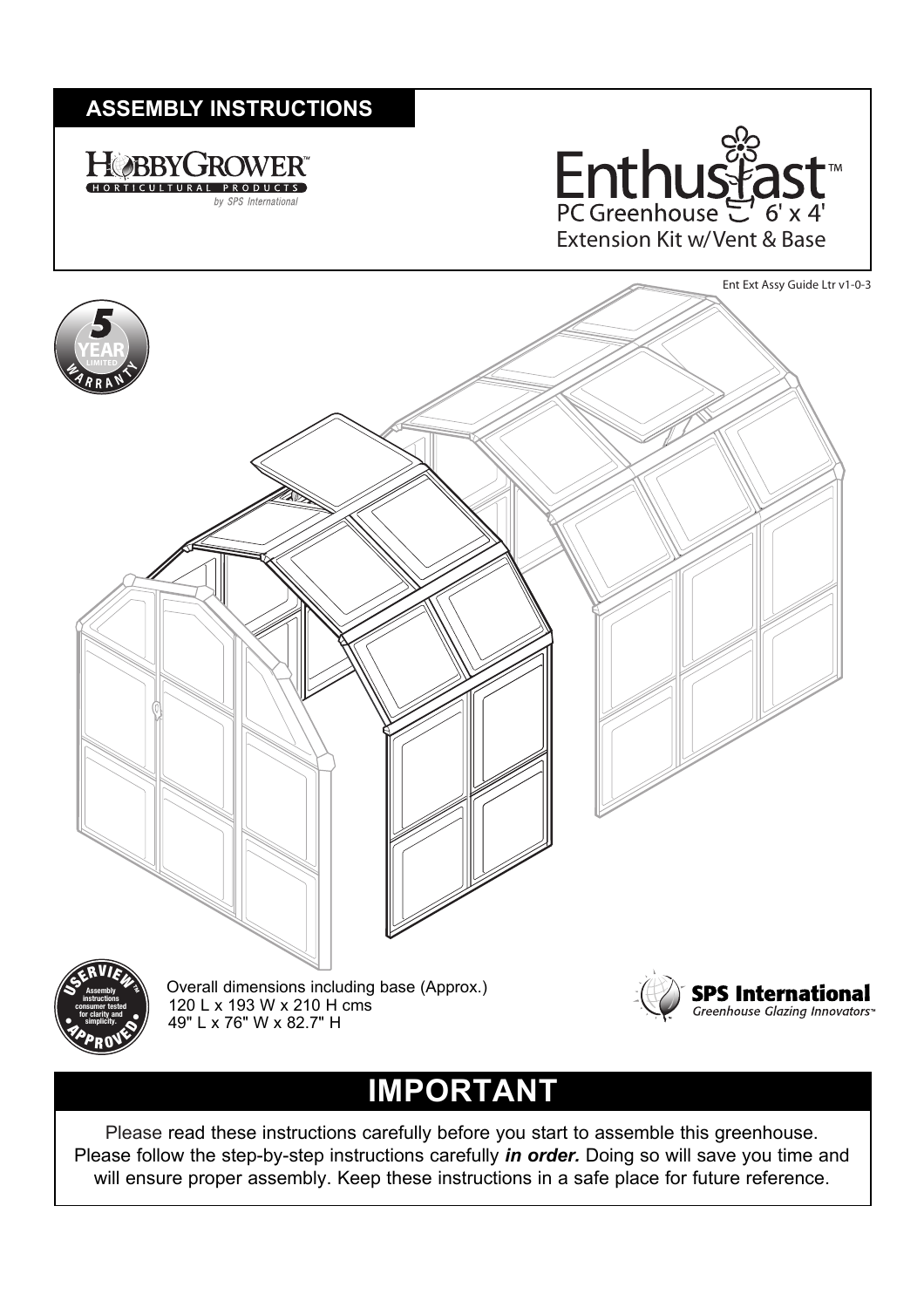# ASSEMBLY INSTRUCTIONS

HOBBYGROWER™
HORTICULTURAL PRODUCTS
by SPS International

## Enthusiast™
PC Greenhouse 6' x 4'
Extension Kit w/Vent & Base

Ent Ext Assy Guide Ltr v1-0-3

5 YEAR LIMITED WARRANTY

USERVIEW™ APPROVED — Assembly instructions consumer tested for clarity and simplicity.

Overall dimensions including base (Approx.)
120 L x 193 W x 210 H cms
49" L x 76" W x 82.7" H

SPS International
*Greenhouse Glazing Innovators™*

# IMPORTANT

Please read these instructions carefully before you start to assemble this greenhouse. Please follow the step-by-step instructions carefully ***in order.*** Doing so will save you time and will ensure proper assembly. Keep these instructions in a safe place for future reference.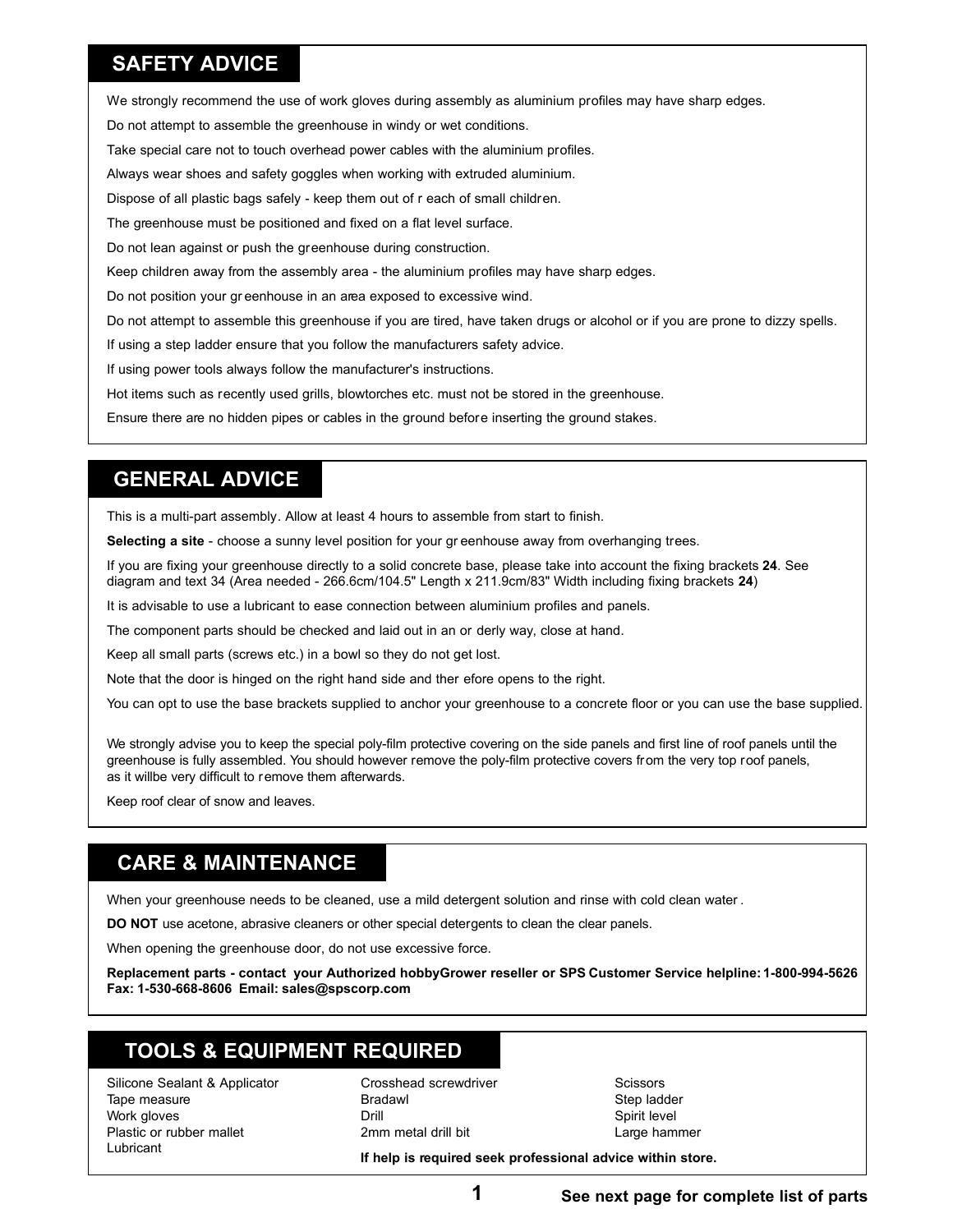## SAFETY ADVICE

We strongly recommend the use of work gloves during assembly as aluminium profiles may have sharp edges.

Do not attempt to assemble the greenhouse in windy or wet conditions.

Take special care not to touch overhead power cables with the aluminium profiles.

Always wear shoes and safety goggles when working with extruded aluminium.

Dispose of all plastic bags safely - keep them out of r each of small children.

The greenhouse must be positioned and fixed on a flat level surface.

Do not lean against or push the greenhouse during construction.

Keep children away from the assembly area - the aluminium profiles may have sharp edges.

Do not position your gr eenhouse in an area exposed to excessive wind.

Do not attempt to assemble this greenhouse if you are tired, have taken drugs or alcohol or if you are prone to dizzy spells.

If using a step ladder ensure that you follow the manufacturers safety advice.

If using power tools always follow the manufacturer's instructions.

Hot items such as recently used grills, blowtorches etc. must not be stored in the greenhouse.

Ensure there are no hidden pipes or cables in the ground before inserting the ground stakes.

## GENERAL ADVICE

This is a multi-part assembly. Allow at least 4 hours to assemble from start to finish.

**Selecting a site** - choose a sunny level position for your gr eenhouse away from overhanging trees.

If you are fixing your greenhouse directly to a solid concrete base, please take into account the fixing brackets **24**. See diagram and text 34 (Area needed - 266.6cm/104.5" Length x 211.9cm/83" Width including fixing brackets **24**)

It is advisable to use a lubricant to ease connection between aluminium profiles and panels.

The component parts should be checked and laid out in an or derly way, close at hand.

Keep all small parts (screws etc.) in a bowl so they do not get lost.

Note that the door is hinged on the right hand side and ther efore opens to the right.

You can opt to use the base brackets supplied to anchor your greenhouse to a concrete floor or you can use the base supplied.

We strongly advise you to keep the special poly-film protective covering on the side panels and first line of roof panels until the greenhouse is fully assembled. You should however remove the poly-film protective covers from the very top roof panels, as it willbe very difficult to remove them afterwards.

Keep roof clear of snow and leaves.

## CARE & MAINTENANCE

When your greenhouse needs to be cleaned, use a mild detergent solution and rinse with cold clean water.

**DO NOT** use acetone, abrasive cleaners or other special detergents to clean the clear panels.

When opening the greenhouse door, do not use excessive force.

**Replacement parts - contact your Authorized hobbyGrower reseller or SPS Customer Service helpline: 1-800-994-5626 Fax: 1-530-668-8606 Email: sales@spscorp.com**

## TOOLS & EQUIPMENT REQUIRED

- Silicone Sealant & Applicator
- Tape measure
- Work gloves
- Plastic or rubber mallet
- Lubricant
- Crosshead screwdriver
- Bradawl
- Drill
- 2mm metal drill bit
- Scissors
- Step ladder
- Spirit level
- Large hammer

**If help is required seek professional advice within store.**

**See next page for complete list of parts**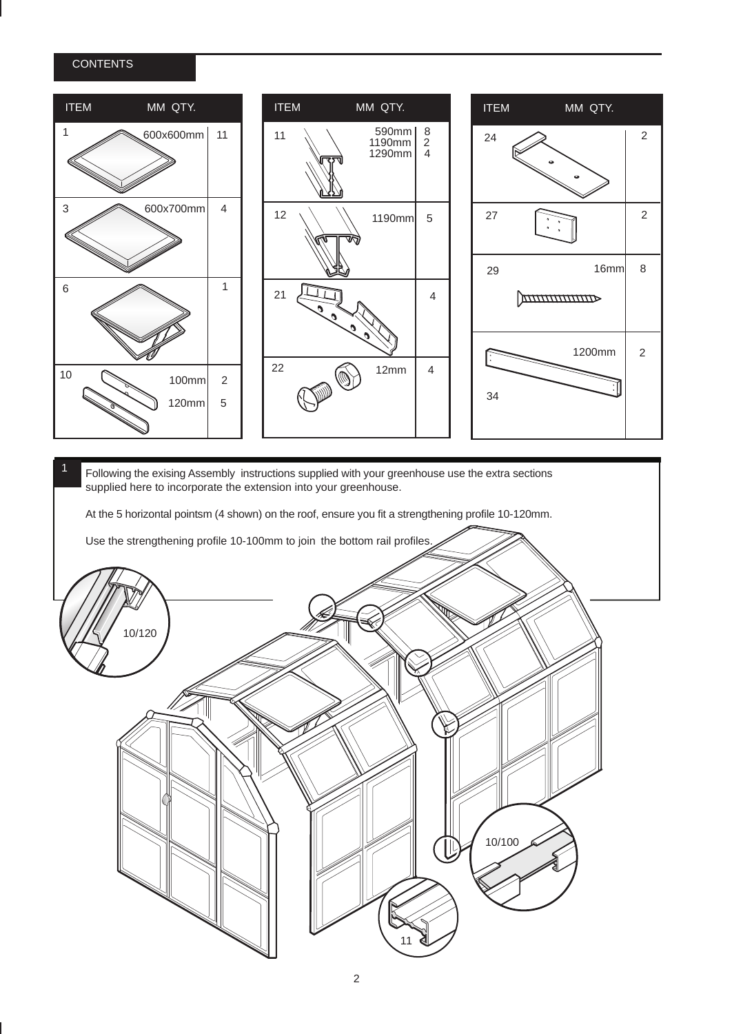## CONTENTS

| ITEM | MM | QTY. |
|---|---|---|
| 1 | 600x600mm | 11 |
| 3 | 600x700mm | 4 |
| 6 | | 1 |
| 10 | 100mm<br>120mm | 2<br>5 |

| ITEM | MM | QTY. |
|---|---|---|
| 11 | 590mm<br>1190mm<br>1290mm | 8<br>2<br>4 |
| 12 | 1190mm | 5 |
| 21 | | 4 |
| 22 | 12mm | 4 |

| ITEM | MM | QTY. |
|---|---|---|
| 24 | | 2 |
| 27 | | 2 |
| 29 | 16mm | 8 |
| 34 | 1200mm | 2 |

**1** Following the exising Assembly instructions supplied with your greenhouse use the extra sections supplied here to incorporate the extension into your greenhouse.

At the 5 horizontal pointsm (4 shown) on the roof, ensure you fit a strengthening profile 10-120mm.

Use the strengthening profile 10-100mm to join the bottom rail profiles.

10/120

10/100

11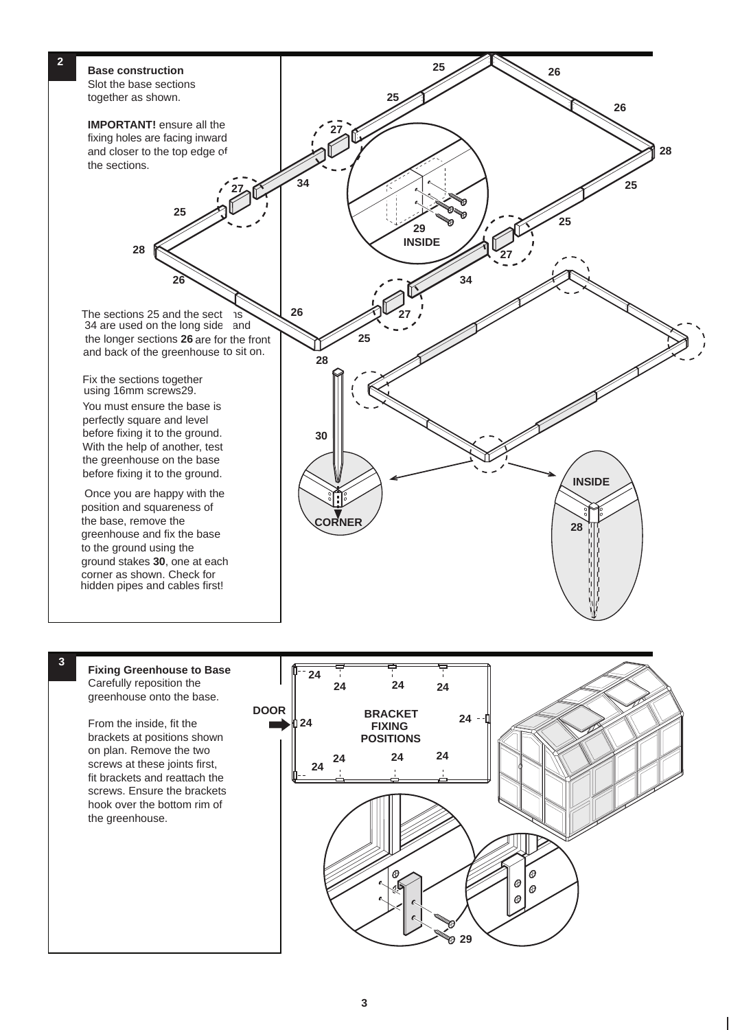## 2 Base construction

Slot the base sections together as shown.

**IMPORTANT!** ensure all the fixing holes are facing inward and closer to the top edge of the sections.

The sections 25 and the sections 34 are used on the long side and the longer sections **26** are for the front and back of the greenhouse to sit on.

Fix the sections together using 16mm screws29.

You must ensure the base is perfectly square and level before fixing it to the ground. With the help of another, test the greenhouse on the base before fixing it to the ground.

Once you are happy with the position and squareness of the base, remove the greenhouse and fix the base to the ground using the ground stakes **30**, one at each corner as shown. Check for hidden pipes and cables first!

25
26
25
26
27
28
34
27
25
29
INSIDE
25
25
28
27
26
34
26
27
25
28
30
INSIDE
CORNER
28

## 3 Fixing Greenhouse to Base

Carefully reposition the greenhouse onto the base.

From the inside, fit the brackets at positions shown on plan. Remove the two screws at these joints first, fit brackets and reattach the screws. Ensure the brackets hook over the bottom rim of the greenhouse.

DOOR
24
24
24
24
24
24
24
24
24
24
BRACKET FIXING POSITIONS
29